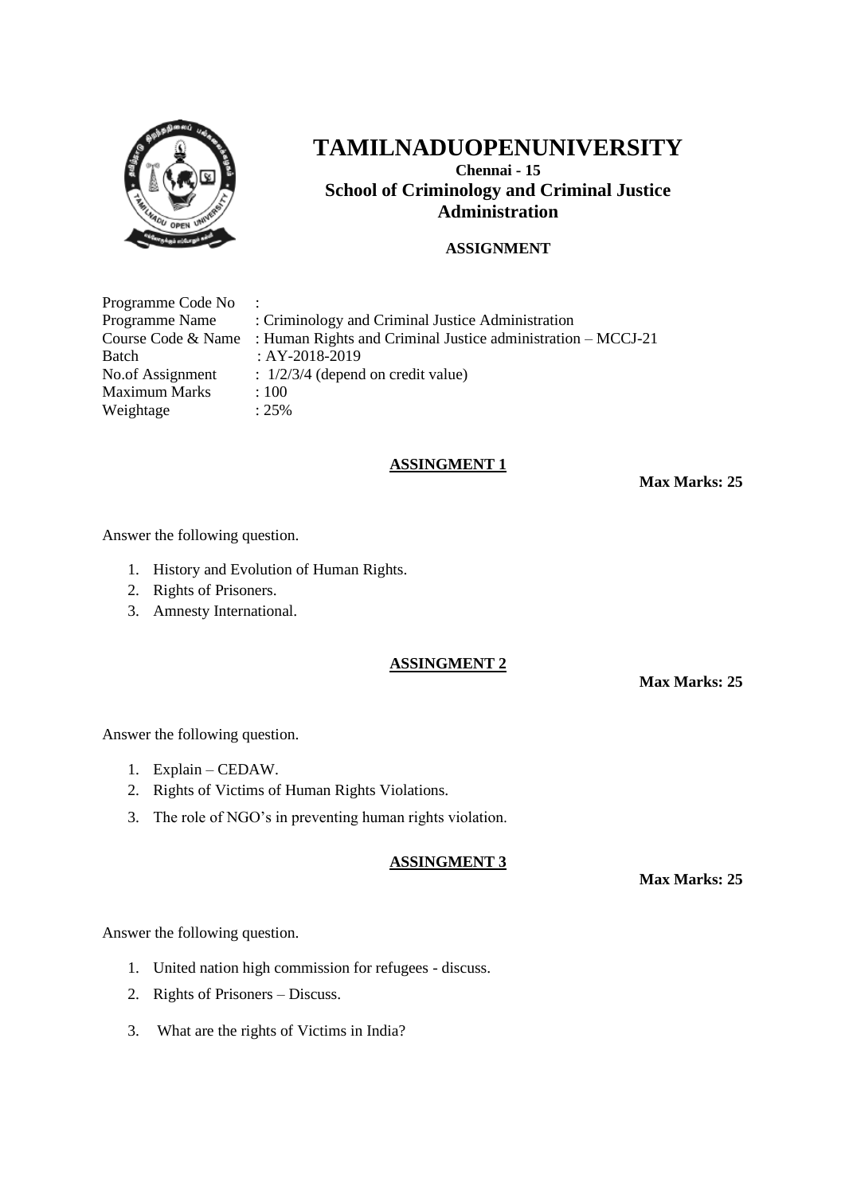# TAMILNADUOPENUNIVERSITY

**Chennai - 15**

**School of Criminology and Criminal Justice Administration**

**ASSIGNMENT**

| | |
|---|---|
| Programme Code No | : |
| Programme Name | : Criminology and Criminal Justice Administration |
| Course Code & Name | : Human Rights and Criminal Justice administration – MCCJ-21 |
| Batch | : AY-2018-2019 |
| No.of Assignment | : 1/2/3/4 (depend on credit value) |
| Maximum Marks | : 100 |
| Weightage | : 25% |

## ASSINGMENT 1

**Max Marks: 25**

Answer the following question.

1. History and Evolution of Human Rights.
2. Rights of Prisoners.
3. Amnesty International.

## ASSINGMENT 2

**Max Marks: 25**

Answer the following question.

1. Explain – CEDAW.
2. Rights of Victims of Human Rights Violations.
3. The role of NGO's in preventing human rights violation.

## ASSINGMENT 3

**Max Marks: 25**

Answer the following question.

1. United nation high commission for refugees - discuss.
2. Rights of Prisoners – Discuss.
3. What are the rights of Victims in India?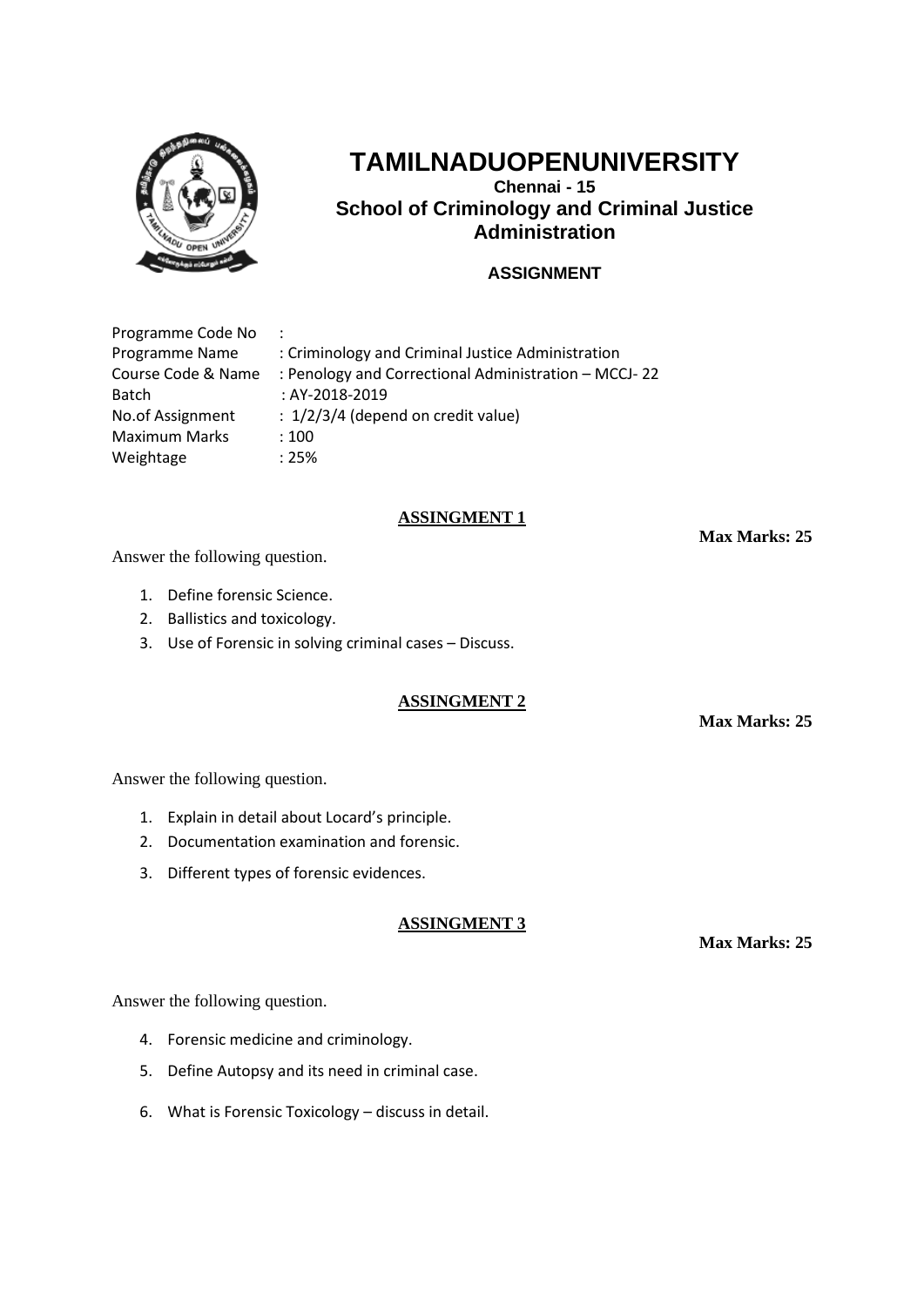# TAMILNADUOPENUNIVERSITY

**Chennai - 15**

## School of Criminology and Criminal Justice Administration

**ASSIGNMENT**

| | |
|---|---|
| Programme Code No | : |
| Programme Name | : Criminology and Criminal Justice Administration |
| Course Code & Name | : Penology and Correctional Administration – MCCJ- 22 |
| Batch | : AY-2018-2019 |
| No.of Assignment | : 1/2/3/4 (depend on credit value) |
| Maximum Marks | : 100 |
| Weightage | : 25% |

### ASSINGMENT 1

**Max Marks: 25**

Answer the following question.

1. Define forensic Science.
2. Ballistics and toxicology.
3. Use of Forensic in solving criminal cases – Discuss.

### ASSINGMENT 2

**Max Marks: 25**

Answer the following question.

1. Explain in detail about Locard's principle.
2. Documentation examination and forensic.
3. Different types of forensic evidences.

### ASSINGMENT 3

**Max Marks: 25**

Answer the following question.

4. Forensic medicine and criminology.
5. Define Autopsy and its need in criminal case.
6. What is Forensic Toxicology – discuss in detail.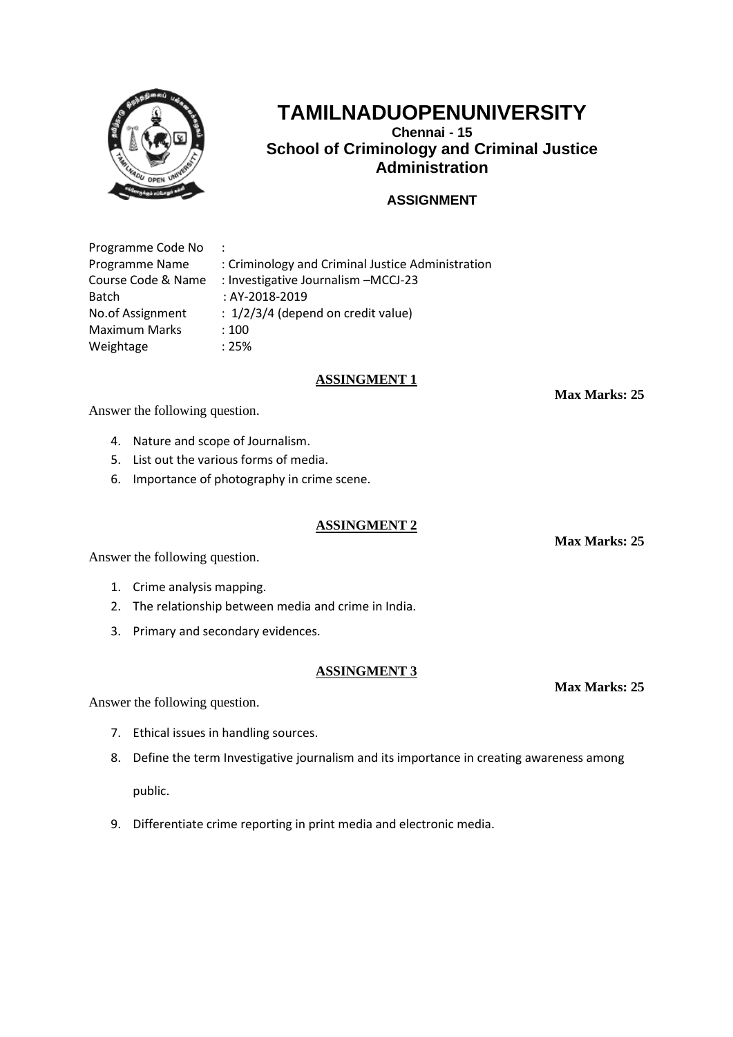# TAMILNADUOPENUNIVERSITY

**Chennai - 15**

## School of Criminology and Criminal Justice Administration

**ASSIGNMENT**

Programme Code No :
Programme Name : Criminology and Criminal Justice Administration
Course Code & Name : Investigative Journalism –MCCJ-23
Batch : AY-2018-2019
No.of Assignment : 1/2/3/4 (depend on credit value)
Maximum Marks : 100
Weightage : 25%

### ASSINGMENT 1

**Max Marks: 25**

Answer the following question.

4. Nature and scope of Journalism.
5. List out the various forms of media.
6. Importance of photography in crime scene.

### ASSINGMENT 2

**Max Marks: 25**

Answer the following question.

1. Crime analysis mapping.
2. The relationship between media and crime in India.
3. Primary and secondary evidences.

### ASSINGMENT 3

**Max Marks: 25**

Answer the following question.

7. Ethical issues in handling sources.
8. Define the term Investigative journalism and its importance in creating awareness among public.
9. Differentiate crime reporting in print media and electronic media.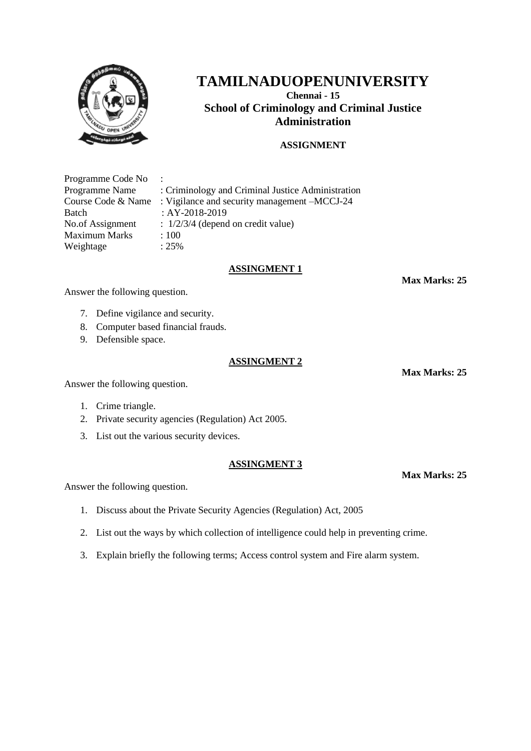# TAMILNADUOPENUNIVERSITY

**Chennai - 15**

**School of Criminology and Criminal Justice Administration**

**ASSIGNMENT**

| | |
|---|---|
| Programme Code No | : |
| Programme Name | : Criminology and Criminal Justice Administration |
| Course Code & Name | : Vigilance and security management –MCCJ-24 |
| Batch | : AY-2018-2019 |
| No.of Assignment | : 1/2/3/4 (depend on credit value) |
| Maximum Marks | : 100 |
| Weightage | : 25% |

## ASSINGMENT 1

**Max Marks: 25**

Answer the following question.

7. Define vigilance and security.
8. Computer based financial frauds.
9. Defensible space.

## ASSINGMENT 2

**Max Marks: 25**

Answer the following question.

1. Crime triangle.
2. Private security agencies (Regulation) Act 2005.
3. List out the various security devices.

## ASSINGMENT 3

**Max Marks: 25**

Answer the following question.

1. Discuss about the Private Security Agencies (Regulation) Act, 2005
2. List out the ways by which collection of intelligence could help in preventing crime.
3. Explain briefly the following terms; Access control system and Fire alarm system.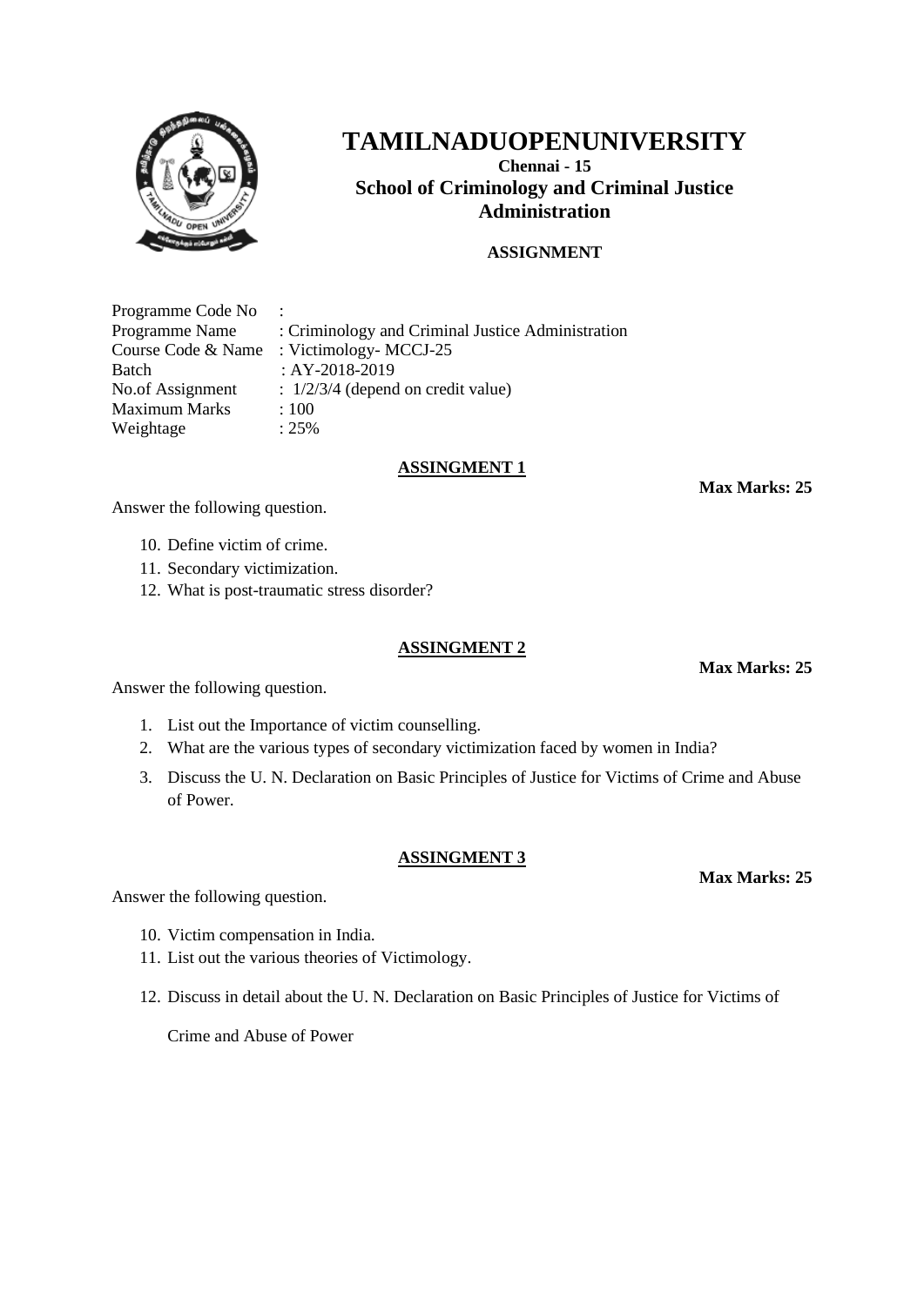# TAMILNADUOPENUNIVERSITY

**Chennai - 15**

**School of Criminology and Criminal Justice Administration**

**ASSIGNMENT**

| | |
|---|---|
| Programme Code No | : |
| Programme Name | : Criminology and Criminal Justice Administration |
| Course Code & Name | : Victimology- MCCJ-25 |
| Batch | : AY-2018-2019 |
| No.of Assignment | : 1/2/3/4 (depend on credit value) |
| Maximum Marks | : 100 |
| Weightage | : 25% |

## ASSINGMENT 1

**Max Marks: 25**

Answer the following question.

10. Define victim of crime.
11. Secondary victimization.
12. What is post-traumatic stress disorder?

## ASSINGMENT 2

**Max Marks: 25**

Answer the following question.

1. List out the Importance of victim counselling.
2. What are the various types of secondary victimization faced by women in India?
3. Discuss the U. N. Declaration on Basic Principles of Justice for Victims of Crime and Abuse of Power.

## ASSINGMENT 3

**Max Marks: 25**

Answer the following question.

10. Victim compensation in India.
11. List out the various theories of Victimology.
12. Discuss in detail about the U. N. Declaration on Basic Principles of Justice for Victims of Crime and Abuse of Power